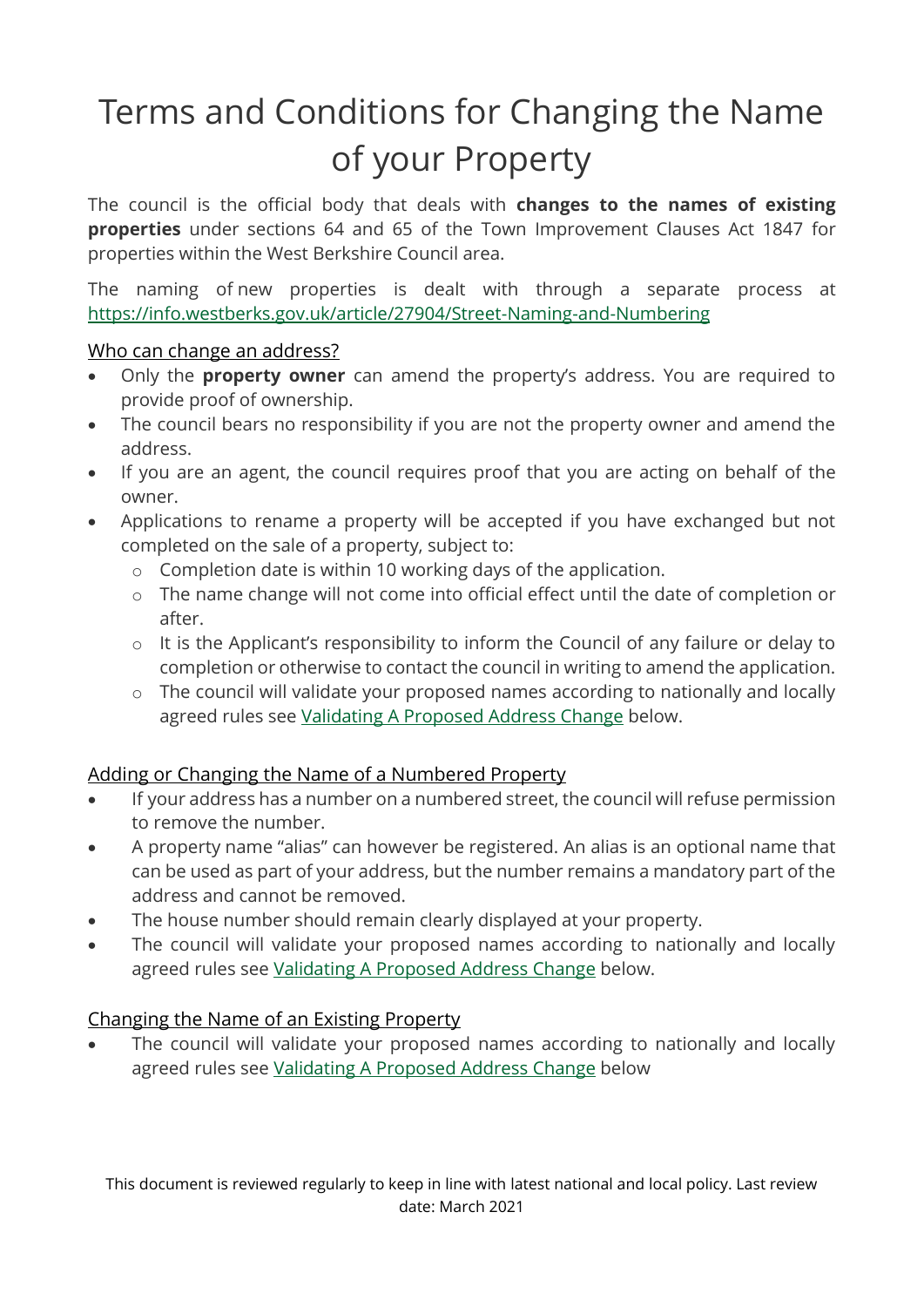# Terms and Conditions for Changing the Name of your Property

The council is the official body that deals with **changes to the names of existing properties** under sections 64 and 65 of the Town Improvement Clauses Act 1847 for properties within the West Berkshire Council area.

The naming of new properties is dealt with through a separate process at https://info.westberks.gov.uk/article/27904/Street-Naming-and-Numbering

## Who can change an address?

- Only the **property owner** can amend the property's address. You are required to provide proof of ownership.
- The council bears no responsibility if you are not the property owner and amend the address.
- If you are an agent, the council requires proof that you are acting on behalf of the owner.
- Applications to rename a property will be accepted if you have exchanged but not completed on the sale of a property, subject to:
  - Completion date is within 10 working days of the application.
  - The name change will not come into official effect until the date of completion or after.
  - It is the Applicant's responsibility to inform the Council of any failure or delay to completion or otherwise to contact the council in writing to amend the application.
  - The council will validate your proposed names according to nationally and locally agreed rules see Validating A Proposed Address Change below.

## Adding or Changing the Name of a Numbered Property

- If your address has a number on a numbered street, the council will refuse permission to remove the number.
- A property name "alias" can however be registered. An alias is an optional name that can be used as part of your address, but the number remains a mandatory part of the address and cannot be removed.
- The house number should remain clearly displayed at your property.
- The council will validate your proposed names according to nationally and locally agreed rules see Validating A Proposed Address Change below.

## Changing the Name of an Existing Property

- The council will validate your proposed names according to nationally and locally agreed rules see Validating A Proposed Address Change below

This document is reviewed regularly to keep in line with latest national and local policy. Last review date: March 2021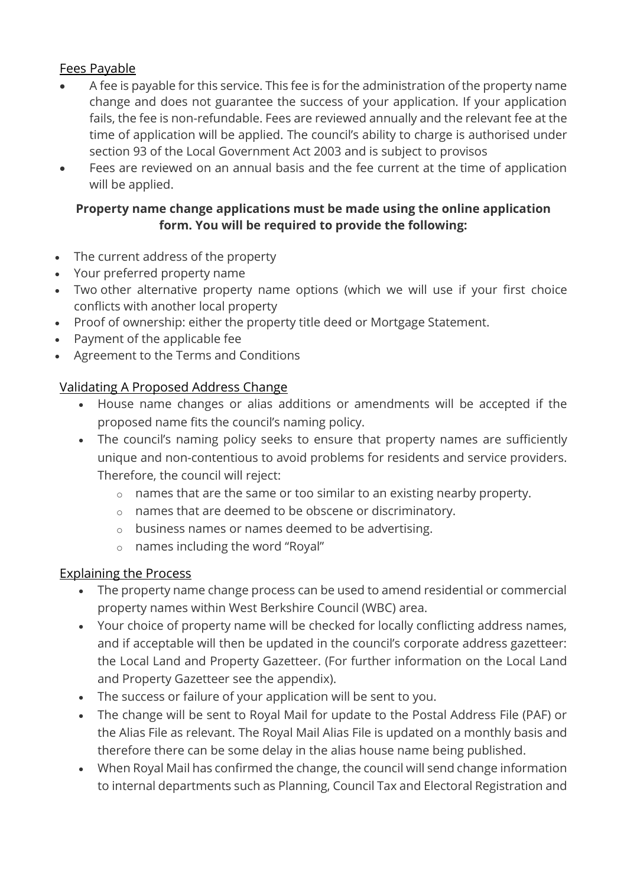## Fees Payable

- A fee is payable for this service. This fee is for the administration of the property name change and does not guarantee the success of your application. If your application fails, the fee is non-refundable. Fees are reviewed annually and the relevant fee at the time of application will be applied. The council's ability to charge is authorised under section 93 of the Local Government Act 2003 and is subject to provisos
- Fees are reviewed on an annual basis and the fee current at the time of application will be applied.

**Property name change applications must be made using the online application form. You will be required to provide the following:**

- The current address of the property
- Your preferred property name
- Two other alternative property name options (which we will use if your first choice conflicts with another local property
- Proof of ownership: either the property title deed or Mortgage Statement.
- Payment of the applicable fee
- Agreement to the Terms and Conditions

## Validating A Proposed Address Change

- House name changes or alias additions or amendments will be accepted if the proposed name fits the council's naming policy.
- The council's naming policy seeks to ensure that property names are sufficiently unique and non-contentious to avoid problems for residents and service providers. Therefore, the council will reject:
  - names that are the same or too similar to an existing nearby property.
  - names that are deemed to be obscene or discriminatory.
  - business names or names deemed to be advertising.
  - names including the word "Royal"

## Explaining the Process

- The property name change process can be used to amend residential or commercial property names within West Berkshire Council (WBC) area.
- Your choice of property name will be checked for locally conflicting address names, and if acceptable will then be updated in the council's corporate address gazetteer: the Local Land and Property Gazetteer. (For further information on the Local Land and Property Gazetteer see the appendix).
- The success or failure of your application will be sent to you.
- The change will be sent to Royal Mail for update to the Postal Address File (PAF) or the Alias File as relevant. The Royal Mail Alias File is updated on a monthly basis and therefore there can be some delay in the alias house name being published.
- When Royal Mail has confirmed the change, the council will send change information to internal departments such as Planning, Council Tax and Electoral Registration and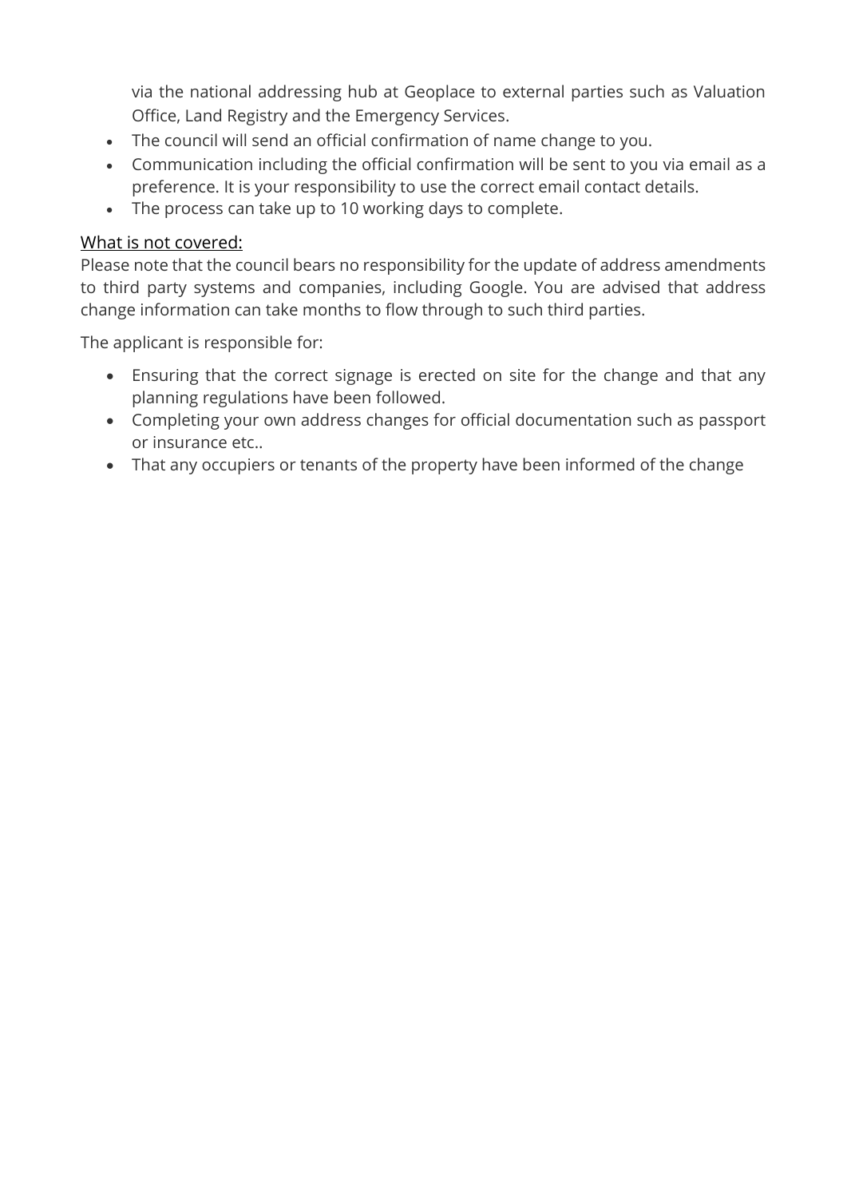via the national addressing hub at Geoplace to external parties such as Valuation Office, Land Registry and the Emergency Services.

- The council will send an official confirmation of name change to you.
- Communication including the official confirmation will be sent to you via email as a preference. It is your responsibility to use the correct email contact details.
- The process can take up to 10 working days to complete.

<u>What is not covered:</u>

Please note that the council bears no responsibility for the update of address amendments to third party systems and companies, including Google. You are advised that address change information can take months to flow through to such third parties.

The applicant is responsible for:

- Ensuring that the correct signage is erected on site for the change and that any planning regulations have been followed.
- Completing your own address changes for official documentation such as passport or insurance etc..
- That any occupiers or tenants of the property have been informed of the change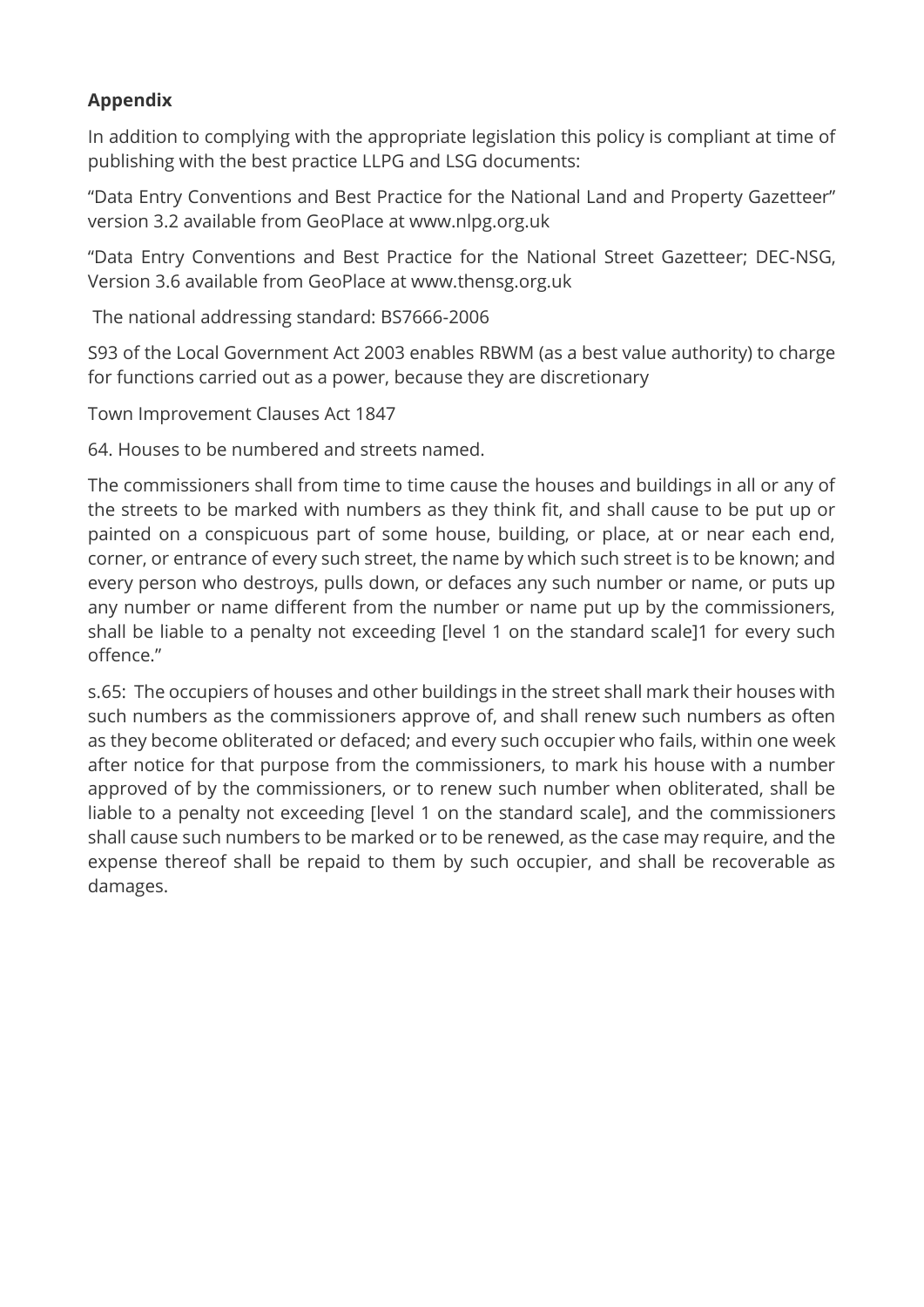**Appendix**

In addition to complying with the appropriate legislation this policy is compliant at time of publishing with the best practice LLPG and LSG documents:

"Data Entry Conventions and Best Practice for the National Land and Property Gazetteer" version 3.2 available from GeoPlace at www.nlpg.org.uk

"Data Entry Conventions and Best Practice for the National Street Gazetteer; DEC-NSG, Version 3.6 available from GeoPlace at www.thensg.org.uk

The national addressing standard: BS7666-2006

S93 of the Local Government Act 2003 enables RBWM (as a best value authority) to charge for functions carried out as a power, because they are discretionary

Town Improvement Clauses Act 1847

64. Houses to be numbered and streets named.

The commissioners shall from time to time cause the houses and buildings in all or any of the streets to be marked with numbers as they think fit, and shall cause to be put up or painted on a conspicuous part of some house, building, or place, at or near each end, corner, or entrance of every such street, the name by which such street is to be known; and every person who destroys, pulls down, or defaces any such number or name, or puts up any number or name different from the number or name put up by the commissioners, shall be liable to a penalty not exceeding [level 1 on the standard scale]1 for every such offence."

s.65: The occupiers of houses and other buildings in the street shall mark their houses with such numbers as the commissioners approve of, and shall renew such numbers as often as they become obliterated or defaced; and every such occupier who fails, within one week after notice for that purpose from the commissioners, to mark his house with a number approved of by the commissioners, or to renew such number when obliterated, shall be liable to a penalty not exceeding [level 1 on the standard scale], and the commissioners shall cause such numbers to be marked or to be renewed, as the case may require, and the expense thereof shall be repaid to them by such occupier, and shall be recoverable as damages.